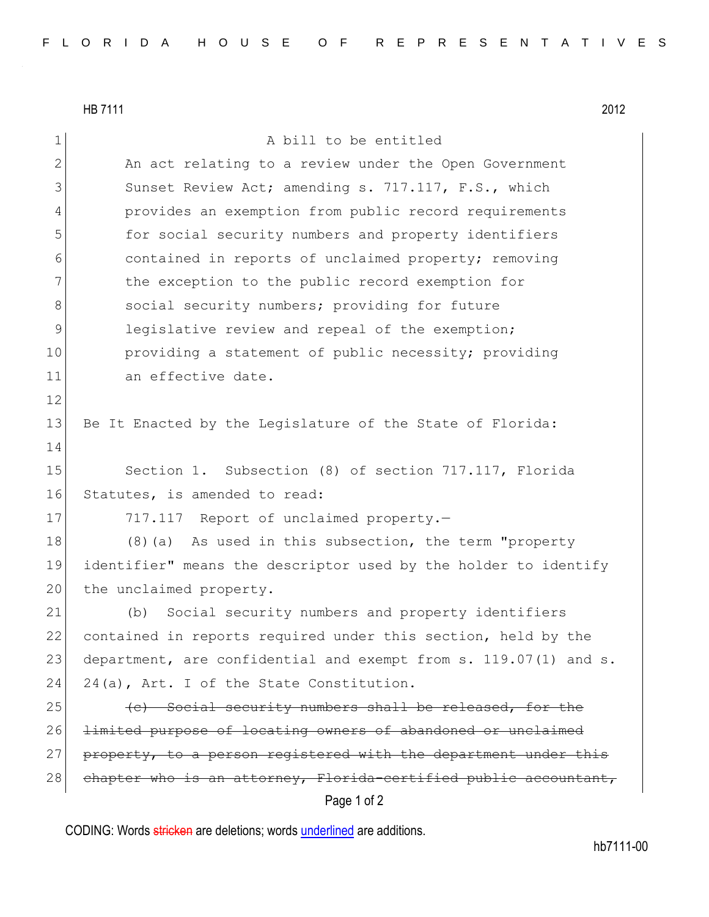HB 7111 2012

A bill to be entitled

An act relating to a review under the Open Government Sunset Review Act; amending s. 717.117, F.S., which provides an exemption from public record requirements for social security numbers and property identifiers contained in reports of unclaimed property; removing the exception to the public record exemption for social security numbers; providing for future legislative review and repeal of the exemption; providing a statement of public necessity; providing an effective date.

Be It Enacted by the Legislature of the State of Florida:

Section 1. Subsection (8) of section 717.117, Florida Statutes, is amended to read:

717.117 Report of unclaimed property.—

(8)(a) As used in this subsection, the term "property identifier" means the descriptor used by the holder to identify the unclaimed property.

(b) Social security numbers and property identifiers contained in reports required under this section, held by the department, are confidential and exempt from s. 119.07(1) and s. 24(a), Art. I of the State Constitution.

~~(c) Social security numbers shall be released, for the limited purpose of locating owners of abandoned or unclaimed property, to a person registered with the department under this chapter who is an attorney, Florida-certified public accountant,~~

CODING: Words ~~stricken~~ are deletions; words underlined are additions.

hb7111-00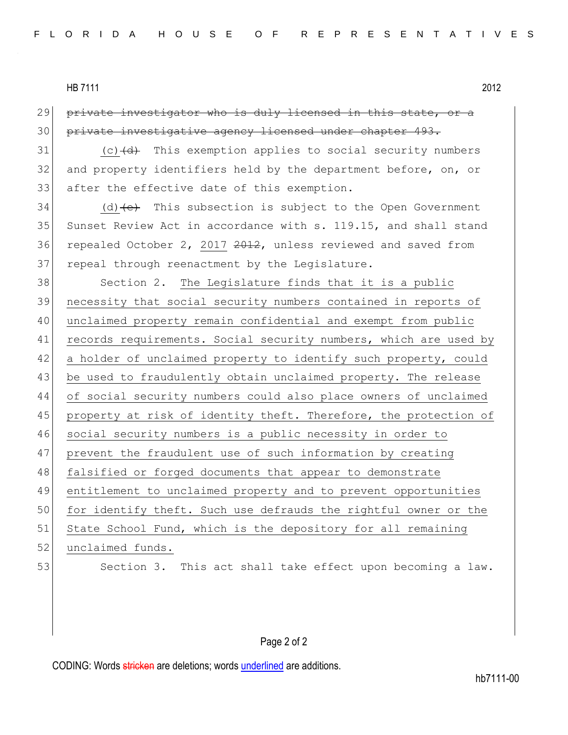~~private investigator who is duly licensed in this state, or a private investigative agency licensed under chapter 493.~~

(c)~~(d)~~ This exemption applies to social security numbers and property identifiers held by the department before, on, or after the effective date of this exemption.

(d)~~(e)~~ This subsection is subject to the Open Government Sunset Review Act in accordance with s. 119.15, and shall stand repealed October 2, <u>2017</u> ~~2012~~, unless reviewed and saved from repeal through reenactment by the Legislature.

Section 2. <u>The Legislature finds that it is a public necessity that social security numbers contained in reports of unclaimed property remain confidential and exempt from public records requirements. Social security numbers, which are used by a holder of unclaimed property to identify such property, could be used to fraudulently obtain unclaimed property. The release of social security numbers could also place owners of unclaimed property at risk of identity theft. Therefore, the protection of social security numbers is a public necessity in order to prevent the fraudulent use of such information by creating falsified or forged documents that appear to demonstrate entitlement to unclaimed property and to prevent opportunities for identify theft. Such use defrauds the rightful owner or the State School Fund, which is the depository for all remaining unclaimed funds.</u>

Section 3. This act shall take effect upon becoming a law.

CODING: Words ~~stricken~~ are deletions; words <u>underlined</u> are additions.